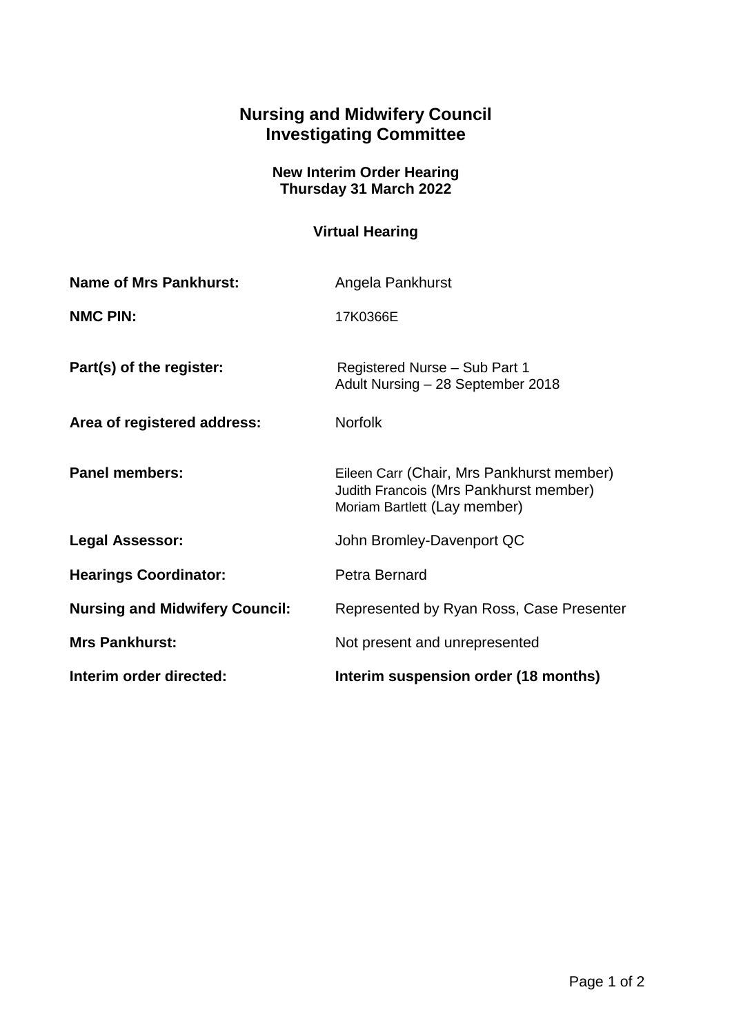# Nursing and Midwifery Council
# Investigating Committee

### New Interim Order Hearing
### Thursday 31 March 2022

### Virtual Hearing

| | |
|---|---|
| **Name of Mrs Pankhurst:** | Angela Pankhurst |
| **NMC PIN:** | 17K0366E |
| **Part(s) of the register:** | Registered Nurse – Sub Part 1<br>Adult Nursing – 28 September 2018 |
| **Area of registered address:** | Norfolk |
| **Panel members:** | Eileen Carr (Chair, Mrs Pankhurst member)<br>Judith Francois (Mrs Pankhurst member)<br>Moriam Bartlett (Lay member) |
| **Legal Assessor:** | John Bromley-Davenport QC |
| **Hearings Coordinator:** | Petra Bernard |
| **Nursing and Midwifery Council:** | Represented by Ryan Ross, Case Presenter |
| **Mrs Pankhurst:** | Not present and unrepresented |
| **Interim order directed:** | **Interim suspension order (18 months)** |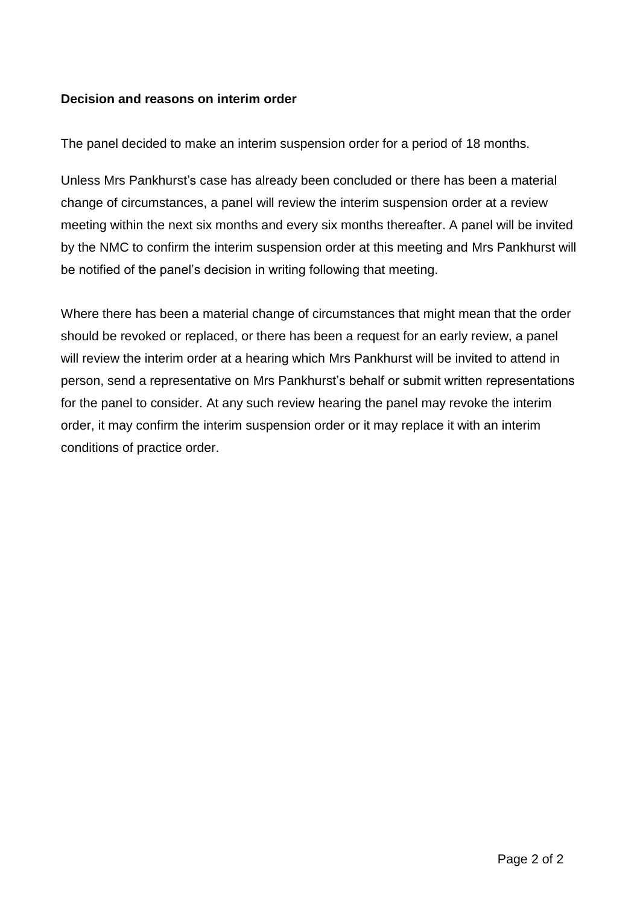**Decision and reasons on interim order**

The panel decided to make an interim suspension order for a period of 18 months.

Unless Mrs Pankhurst's case has already been concluded or there has been a material change of circumstances, a panel will review the interim suspension order at a review meeting within the next six months and every six months thereafter. A panel will be invited by the NMC to confirm the interim suspension order at this meeting and Mrs Pankhurst will be notified of the panel's decision in writing following that meeting.

Where there has been a material change of circumstances that might mean that the order should be revoked or replaced, or there has been a request for an early review, a panel will review the interim order at a hearing which Mrs Pankhurst will be invited to attend in person, send a representative on Mrs Pankhurst's behalf or submit written representations for the panel to consider. At any such review hearing the panel may revoke the interim order, it may confirm the interim suspension order or it may replace it with an interim conditions of practice order.